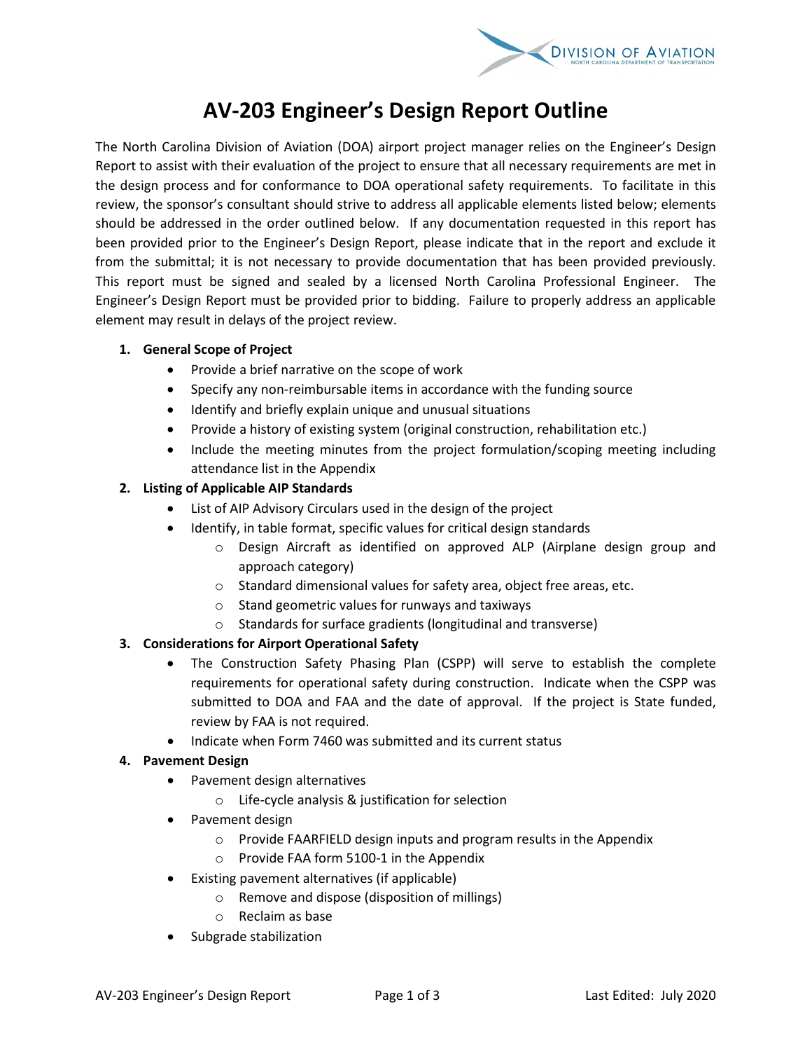# AV-203 Engineer's Design Report Outline

The North Carolina Division of Aviation (DOA) airport project manager relies on the Engineer's Design Report to assist with their evaluation of the project to ensure that all necessary requirements are met in the design process and for conformance to DOA operational safety requirements. To facilitate in this review, the sponsor's consultant should strive to address all applicable elements listed below; elements should be addressed in the order outlined below. If any documentation requested in this report has been provided prior to the Engineer's Design Report, please indicate that in the report and exclude it from the submittal; it is not necessary to provide documentation that has been provided previously. This report must be signed and sealed by a licensed North Carolina Professional Engineer. The Engineer's Design Report must be provided prior to bidding. Failure to properly address an applicable element may result in delays of the project review.

1. **General Scope of Project**
   - Provide a brief narrative on the scope of work
   - Specify any non-reimbursable items in accordance with the funding source
   - Identify and briefly explain unique and unusual situations
   - Provide a history of existing system (original construction, rehabilitation etc.)
   - Include the meeting minutes from the project formulation/scoping meeting including attendance list in the Appendix
2. **Listing of Applicable AIP Standards**
   - List of AIP Advisory Circulars used in the design of the project
   - Identify, in table format, specific values for critical design standards
     - Design Aircraft as identified on approved ALP (Airplane design group and approach category)
     - Standard dimensional values for safety area, object free areas, etc.
     - Stand geometric values for runways and taxiways
     - Standards for surface gradients (longitudinal and transverse)
3. **Considerations for Airport Operational Safety**
   - The Construction Safety Phasing Plan (CSPP) will serve to establish the complete requirements for operational safety during construction. Indicate when the CSPP was submitted to DOA and FAA and the date of approval. If the project is State funded, review by FAA is not required.
   - Indicate when Form 7460 was submitted and its current status
4. **Pavement Design**
   - Pavement design alternatives
     - Life-cycle analysis & justification for selection
   - Pavement design
     - Provide FAARFIELD design inputs and program results in the Appendix
     - Provide FAA form 5100-1 in the Appendix
   - Existing pavement alternatives (if applicable)
     - Remove and dispose (disposition of millings)
     - Reclaim as base
   - Subgrade stabilization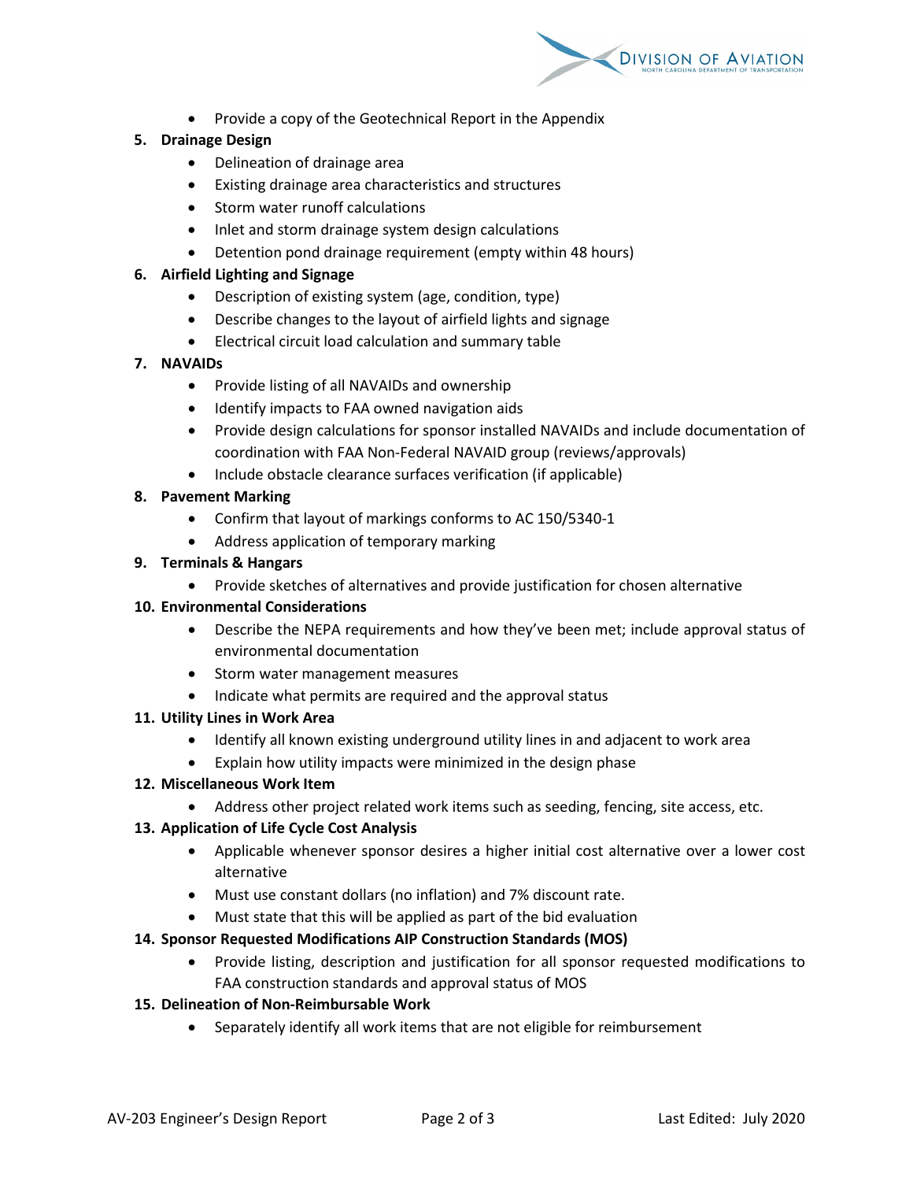- Provide a copy of the Geotechnical Report in the Appendix

5. **Drainage Design**
    - Delineation of drainage area
    - Existing drainage area characteristics and structures
    - Storm water runoff calculations
    - Inlet and storm drainage system design calculations
    - Detention pond drainage requirement (empty within 48 hours)
6. **Airfield Lighting and Signage**
    - Description of existing system (age, condition, type)
    - Describe changes to the layout of airfield lights and signage
    - Electrical circuit load calculation and summary table
7. **NAVAIDs**
    - Provide listing of all NAVAIDs and ownership
    - Identify impacts to FAA owned navigation aids
    - Provide design calculations for sponsor installed NAVAIDs and include documentation of coordination with FAA Non-Federal NAVAID group (reviews/approvals)
    - Include obstacle clearance surfaces verification (if applicable)
8. **Pavement Marking**
    - Confirm that layout of markings conforms to AC 150/5340-1
    - Address application of temporary marking
9. **Terminals & Hangars**
    - Provide sketches of alternatives and provide justification for chosen alternative
10. **Environmental Considerations**
    - Describe the NEPA requirements and how they've been met; include approval status of environmental documentation
    - Storm water management measures
    - Indicate what permits are required and the approval status
11. **Utility Lines in Work Area**
    - Identify all known existing underground utility lines in and adjacent to work area
    - Explain how utility impacts were minimized in the design phase
12. **Miscellaneous Work Item**
    - Address other project related work items such as seeding, fencing, site access, etc.
13. **Application of Life Cycle Cost Analysis**
    - Applicable whenever sponsor desires a higher initial cost alternative over a lower cost alternative
    - Must use constant dollars (no inflation) and 7% discount rate.
    - Must state that this will be applied as part of the bid evaluation
14. **Sponsor Requested Modifications AIP Construction Standards (MOS)**
    - Provide listing, description and justification for all sponsor requested modifications to FAA construction standards and approval status of MOS
15. **Delineation of Non-Reimbursable Work**
    - Separately identify all work items that are not eligible for reimbursement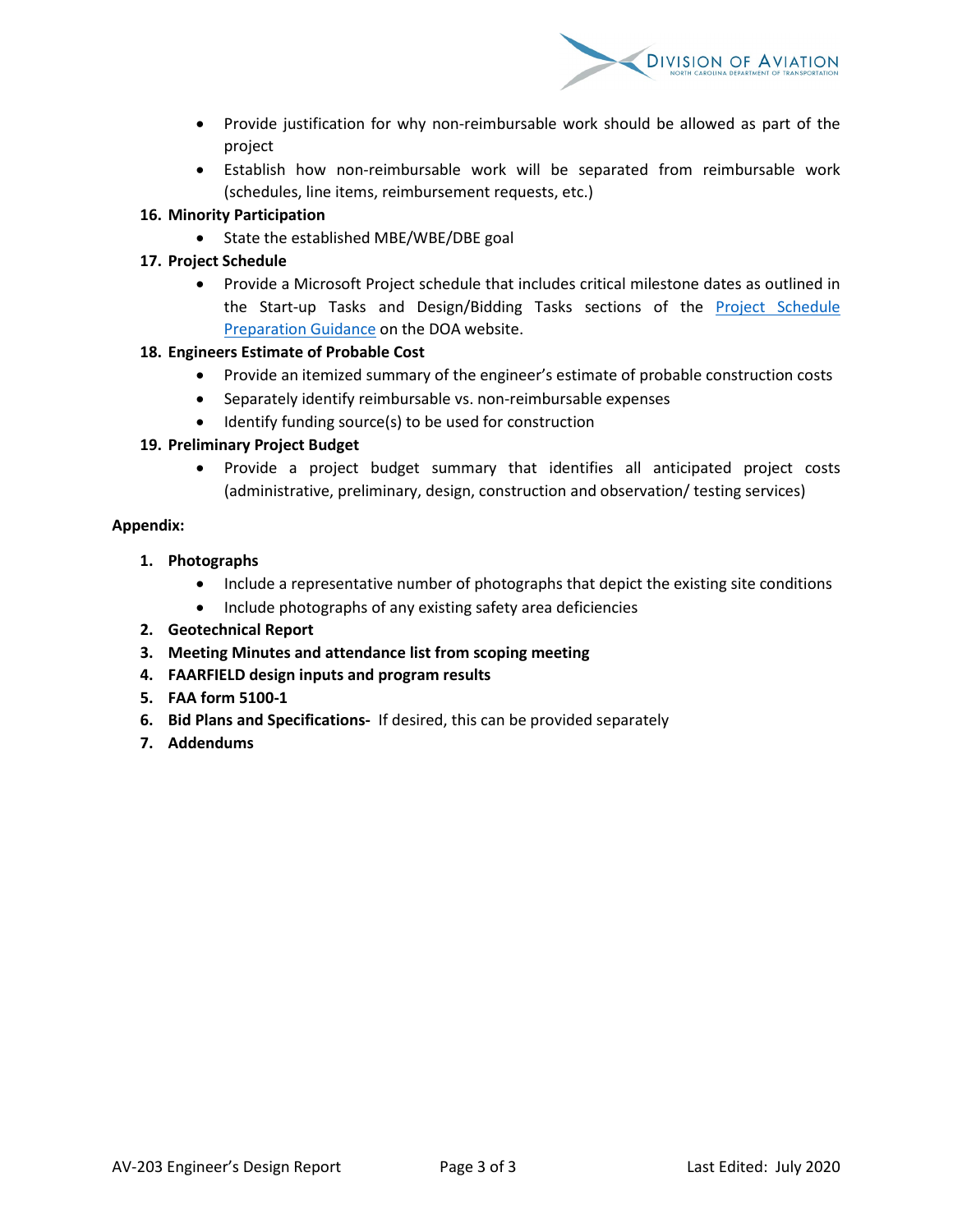- Provide justification for why non-reimbursable work should be allowed as part of the project
- Establish how non-reimbursable work will be separated from reimbursable work (schedules, line items, reimbursement requests, etc.)

16. **Minority Participation**
    - State the established MBE/WBE/DBE goal
17. **Project Schedule**
    - Provide a Microsoft Project schedule that includes critical milestone dates as outlined in the Start-up Tasks and Design/Bidding Tasks sections of the Project Schedule Preparation Guidance on the DOA website.
18. **Engineers Estimate of Probable Cost**
    - Provide an itemized summary of the engineer's estimate of probable construction costs
    - Separately identify reimbursable vs. non-reimbursable expenses
    - Identify funding source(s) to be used for construction
19. **Preliminary Project Budget**
    - Provide a project budget summary that identifies all anticipated project costs (administrative, preliminary, design, construction and observation/ testing services)

**Appendix:**

1. **Photographs**
   - Include a representative number of photographs that depict the existing site conditions
   - Include photographs of any existing safety area deficiencies
2. **Geotechnical Report**
3. **Meeting Minutes and attendance list from scoping meeting**
4. **FAARFIELD design inputs and program results**
5. **FAA form 5100-1**
6. **Bid Plans and Specifications-** If desired, this can be provided separately
7. **Addendums**